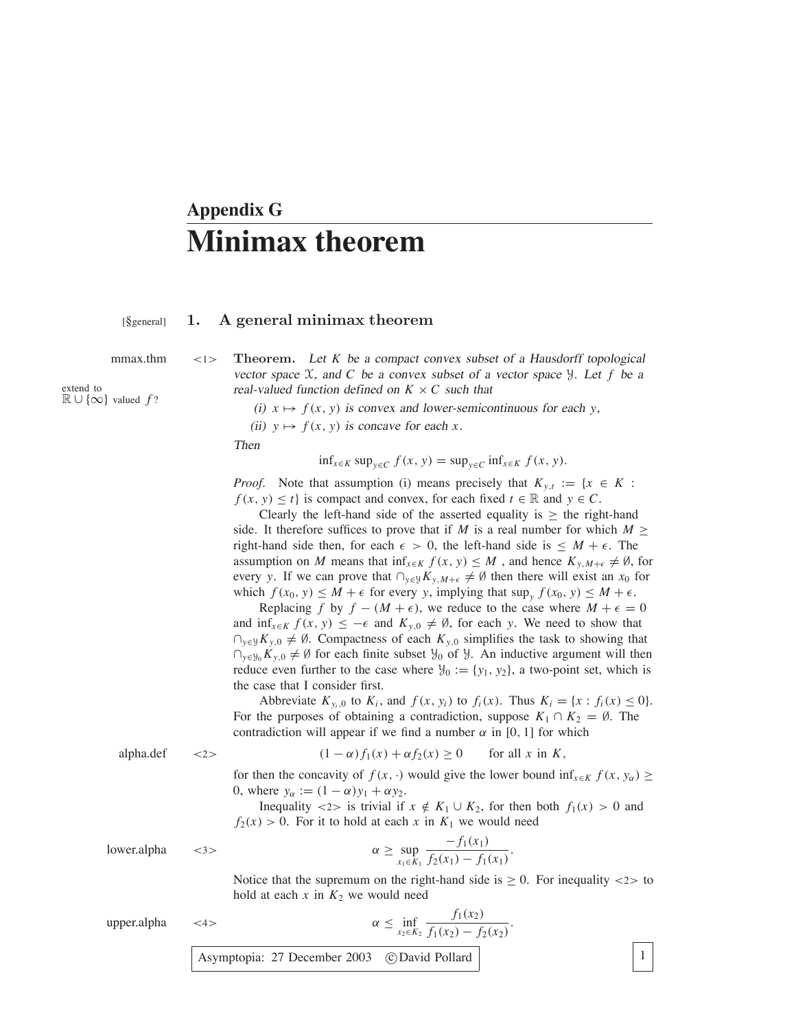# Appendix G
# Minimax theorem

## 1. A general minimax theorem

<1> **Theorem.** *Let $K$ be a compact convex subset of a Hausdorff topological vector space $\mathcal{X}$, and $C$ be a convex subset of a vector space $\mathcal{Y}$. Let $f$ be a real-valued function defined on $K \times C$ such that*

*(i) $x \mapsto f(x, y)$ is convex and lower-semicontinuous for each $y$,*

*(ii) $y \mapsto f(x, y)$ is concave for each $x$.*

*Then*

$$\inf_{x \in K} \sup_{y \in C} f(x, y) = \sup_{y \in C} \inf_{x \in K} f(x, y).$$

*Proof.* Note that assumption (i) means precisely that $K_{y,t} := \{x \in K : f(x, y) \leq t\}$ is compact and convex, for each fixed $t \in \mathbb{R}$ and $y \in C$.

Clearly the left-hand side of the asserted equality is $\geq$ the right-hand side. It therefore suffices to prove that if $M$ is a real number for which $M \geq$ right-hand side then, for each $\epsilon > 0$, the left-hand side is $\leq M + \epsilon$. The assumption on $M$ means that $\inf_{x \in K} f(x, y) \leq M$, and hence $K_{y,M+\epsilon} \neq \emptyset$, for every $y$. If we can prove that $\cap_{y \in \mathcal{Y}} K_{y,M+\epsilon} \neq \emptyset$ then there will exist an $x_0$ for which $f(x_0, y) \leq M + \epsilon$ for every $y$, implying that $\sup_y f(x_0, y) \leq M + \epsilon$.

Replacing $f$ by $f - (M + \epsilon)$, we reduce to the case where $M + \epsilon = 0$ and $\inf_{x \in K} f(x, y) \leq -\epsilon$ and $K_{y,0} \neq \emptyset$, for each $y$. We need to show that $\cap_{y \in \mathcal{Y}} K_{y,0} \neq \emptyset$. Compactness of each $K_{y,0}$ simplifies the task to showing that $\cap_{y \in \mathcal{Y}_0} K_{y,0} \neq \emptyset$ for each finite subset $\mathcal{Y}_0$ of $\mathcal{Y}$. An inductive argument will then reduce even further to the case where $\mathcal{Y}_0 := \{y_1, y_2\}$, a two-point set, which is the case that I consider first.

Abbreviate $K_{y_i,0}$ to $K_i$, and $f(x, y_i)$ to $f_i(x)$. Thus $K_i = \{x : f_i(x) \leq 0\}$. For the purposes of obtaining a contradiction, suppose $K_1 \cap K_2 = \emptyset$. The contradiction will appear if we find a number $\alpha$ in $[0, 1]$ for which

$$(1 - \alpha) f_1(x) + \alpha f_2(x) \geq 0 \qquad \text{for all } x \text{ in } K, \tag{2}$$

for then the concavity of $f(x, \cdot)$ would give the lower bound $\inf_{x \in K} f(x, y_\alpha) \geq 0$, where $y_\alpha := (1 - \alpha) y_1 + \alpha y_2$.

Inequality <2> is trivial if $x \notin K_1 \cup K_2$, for then both $f_1(x) > 0$ and $f_2(x) > 0$. For it to hold at each $x$ in $K_1$ we would need

$$\alpha \geq \sup_{x_1 \in K_1} \frac{-f_1(x_1)}{f_2(x_1) - f_1(x_1)}. \tag{3}$$

Notice that the supremum on the right-hand side is $\geq 0$. For inequality <2> to hold at each $x$ in $K_2$ we would need

$$\alpha \leq \inf_{x_2 \in K_2} \frac{f_1(x_2)}{f_1(x_2) - f_2(x_2)}. \tag{4}$$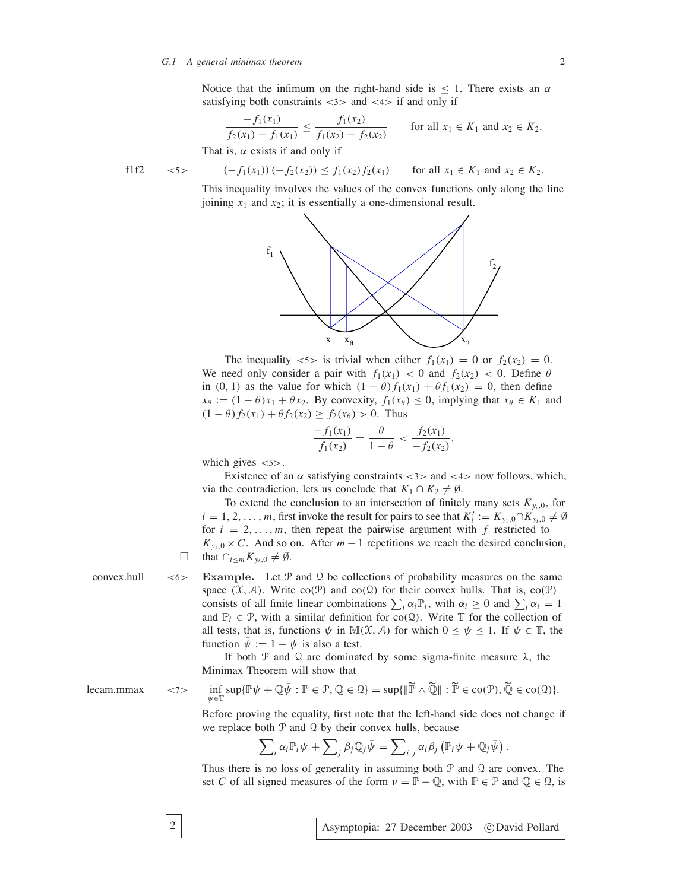Notice that the infimum on the right-hand side is $\le 1$. There exists an $\alpha$ satisfying both constraints <3> and <4> if and only if

$$\frac{-f_1(x_1)}{f_2(x_1) - f_1(x_1)} \le \frac{f_1(x_2)}{f_1(x_2) - f_2(x_2)} \qquad \text{for all } x_1 \in K_1 \text{ and } x_2 \in K_2.$$

That is, $\alpha$ exists if and only if

$$(-f_1(x_1))\,(-f_2(x_2)) \le f_1(x_2)\, f_2(x_1) \qquad \text{for all } x_1 \in K_1 \text{ and } x_2 \in K_2. \tag{5}$$

This inequality involves the values of the convex functions only along the line joining $x_1$ and $x_2$; it is essentially a one-dimensional result.

The inequality <5> is trivial when either $f_1(x_1) = 0$ or $f_2(x_2) = 0$. We need only consider a pair with $f_1(x_1) < 0$ and $f_2(x_2) < 0$. Define $\theta$ in $(0, 1)$ as the value for which $(1-\theta) f_1(x_1) + \theta f_1(x_2) = 0$, then define $x_\theta := (1-\theta)x_1 + \theta x_2$. By convexity, $f_1(x_\theta) \le 0$, implying that $x_\theta \in K_1$ and $(1-\theta) f_2(x_1) + \theta f_2(x_2) \ge f_2(x_\theta) > 0$. Thus

$$\frac{-f_1(x_1)}{f_1(x_2)} = \frac{\theta}{1-\theta} < \frac{f_2(x_1)}{-f_2(x_2)},$$

which gives <5>.

Existence of an $\alpha$ satisfying constraints <3> and <4> now follows, which, via the contradiction, lets us conclude that $K_1 \cap K_2 \ne \emptyset$.

To extend the conclusion to an intersection of finitely many sets $K_{y_i,0}$, for $i = 1, 2, \ldots, m$, first invoke the result for pairs to see that $K_i' := K_{y_1,0} \cap K_{y_i,0} \ne \emptyset$ for $i = 2, \ldots, m$, then repeat the pairwise argument with $f$ restricted to $K_{y_1,0} \times C$. And so on. After $m-1$ repetitions we reach the desired conclusion, that $\cap_{i \le m} K_{y_i,0} \ne \emptyset$. □

<6> **Example.** Let $\mathcal{P}$ and $\mathcal{Q}$ be collections of probability measures on the same space $(\mathcal{X}, \mathcal{A})$. Write $\text{co}(\mathcal{P})$ and $\text{co}(\mathcal{Q})$ for their convex hulls. That is, $\text{co}(\mathcal{P})$ consists of all finite linear combinations $\sum_i \alpha_i \mathbb{P}_i$, with $\alpha_i \ge 0$ and $\sum_i \alpha_i = 1$ and $\mathbb{P}_i \in \mathcal{P}$, with a similar definition for $\text{co}(\mathcal{Q})$. Write $\mathbb{T}$ for the collection of all tests, that is, functions $\psi$ in $\mathbb{M}(\mathcal{X}, \mathcal{A})$ for which $0 \le \psi \le 1$. If $\psi \in \mathbb{T}$, the function $\bar{\psi} := 1 - \psi$ is also a test.

If both $\mathcal{P}$ and $\mathcal{Q}$ are dominated by some sigma-finite measure $\lambda$, the Minimax Theorem will show that

$$\inf_{\psi \in \mathbb{T}} \sup\{\mathbb{P}\psi + \mathbb{Q}\bar{\psi} : \mathbb{P} \in \mathcal{P}, \mathbb{Q} \in \mathcal{Q}\} = \sup\{\|\widetilde{\mathbb{P}} \wedge \widetilde{\mathbb{Q}}\| : \widetilde{\mathbb{P}} \in \text{co}(\mathcal{P}), \widetilde{\mathbb{Q}} \in \text{co}(\mathcal{Q})\}. \tag{7}$$

Before proving the equality, first note that the left-hand side does not change if we replace both $\mathcal{P}$ and $\mathcal{Q}$ by their convex hulls, because

$$\sum\nolimits_i \alpha_i \mathbb{P}_i \psi + \sum\nolimits_j \beta_j \mathbb{Q}_j \bar{\psi} = \sum\nolimits_{i,j} \alpha_i \beta_j \left(\mathbb{P}_i \psi + \mathbb{Q}_j \bar{\psi}\right).$$

Thus there is no loss of generality in assuming both $\mathcal{P}$ and $\mathcal{Q}$ are convex. The set $C$ of all signed measures of the form $\nu = \mathbb{P} - \mathbb{Q}$, with $\mathbb{P} \in \mathcal{P}$ and $\mathbb{Q} \in \mathcal{Q}$, is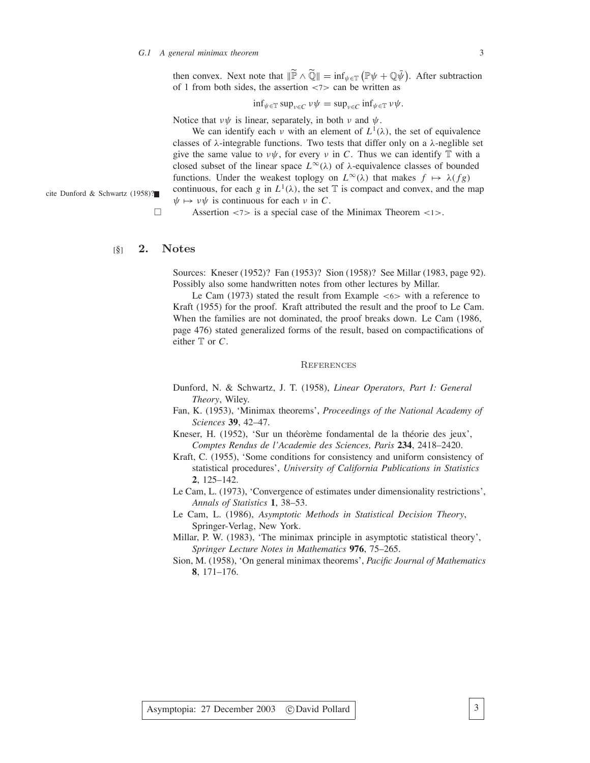then convex. Next note that $\|\widetilde{\mathbb{P}} \wedge \widetilde{\mathbb{Q}}\| = \inf_{\psi \in \mathbb{T}} \left(\mathbb{P}\psi + \mathbb{Q}\bar{\psi}\right)$. After subtraction of 1 from both sides, the assertion <7> can be written as

$$\inf_{\psi \in \mathbb{T}} \sup_{\nu \in C} \nu\psi = \sup_{\nu \in C} \inf_{\psi \in \mathbb{T}} \nu\psi.$$

Notice that $\nu\psi$ is linear, separately, in both $\nu$ and $\psi$.

We can identify each $\nu$ with an element of $L^1(\lambda)$, the set of equivalence classes of $\lambda$-integrable functions. Two tests that differ only on a $\lambda$-neglible set give the same value to $\nu\psi$, for every $\nu$ in $C$. Thus we can identify $\mathbb{T}$ with a closed subset of the linear space $L^\infty(\lambda)$ of $\lambda$-equivalence classes of bounded functions. Under the weakest toplogy on $L^\infty(\lambda)$ that makes $f \mapsto \lambda(fg)$ continuous, for each $g$ in $L^1(\lambda)$, the set $\mathbb{T}$ is compact and convex, and the map $\psi \mapsto \nu\psi$ is continuous for each $\nu$ in $C$.

cite Dunford & Schwartz (1958)?■

□ Assertion <7> is a special case of the Minimax Theorem <1>.

## [§] 2. Notes

Sources: Kneser (1952)? Fan (1953)? Sion (1958)? See Millar (1983, page 92). Possibly also some handwritten notes from other lectures by Millar.

Le Cam (1973) stated the result from Example <6> with a reference to Kraft (1955) for the proof. Kraft attributed the result and the proof to Le Cam. When the families are not dominated, the proof breaks down. Le Cam (1986, page 476) stated generalized forms of the result, based on compactifications of either $\mathbb{T}$ or $C$.

### References

Dunford, N. & Schwartz, J. T. (1958), *Linear Operators, Part I: General Theory*, Wiley.

Fan, K. (1953), 'Minimax theorems', *Proceedings of the National Academy of Sciences* **39**, 42–47.

Kneser, H. (1952), 'Sur un théorème fondamental de la théorie des jeux', *Comptes Rendus de l'Academie des Sciences, Paris* **234**, 2418–2420.

Kraft, C. (1955), 'Some conditions for consistency and uniform consistency of statistical procedures', *University of California Publications in Statistics* **2**, 125–142.

Le Cam, L. (1973), 'Convergence of estimates under dimensionality restrictions', *Annals of Statistics* **1**, 38–53.

Le Cam, L. (1986), *Asymptotic Methods in Statistical Decision Theory*, Springer-Verlag, New York.

Millar, P. W. (1983), 'The minimax principle in asymptotic statistical theory', *Springer Lecture Notes in Mathematics* **976**, 75–265.

Sion, M. (1958), 'On general minimax theorems', *Pacific Journal of Mathematics* **8**, 171–176.